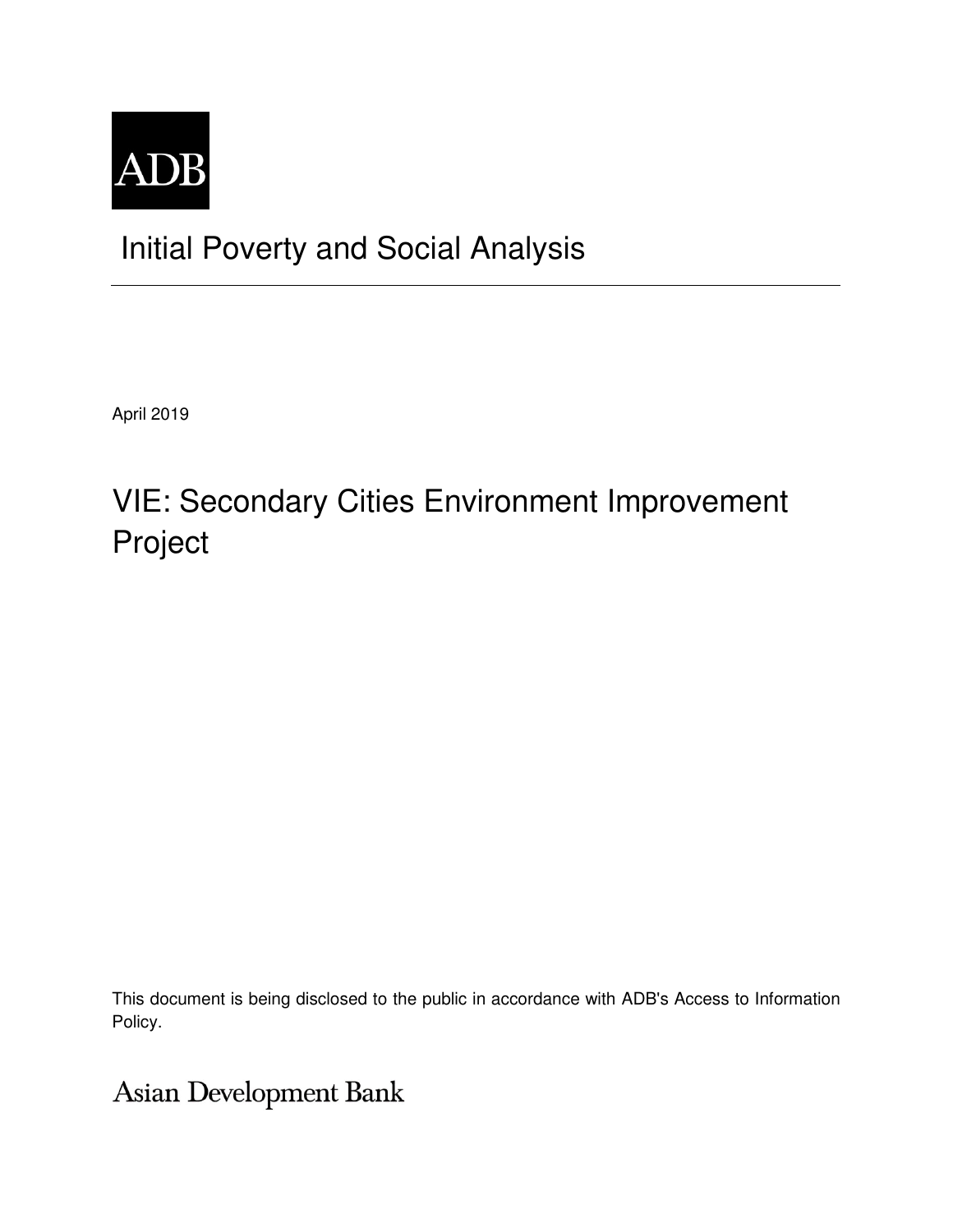ADB

# Initial Poverty and Social Analysis

April 2019

## VIE: Secondary Cities Environment Improvement Project

This document is being disclosed to the public in accordance with ADB's Access to Information Policy.

Asian Development Bank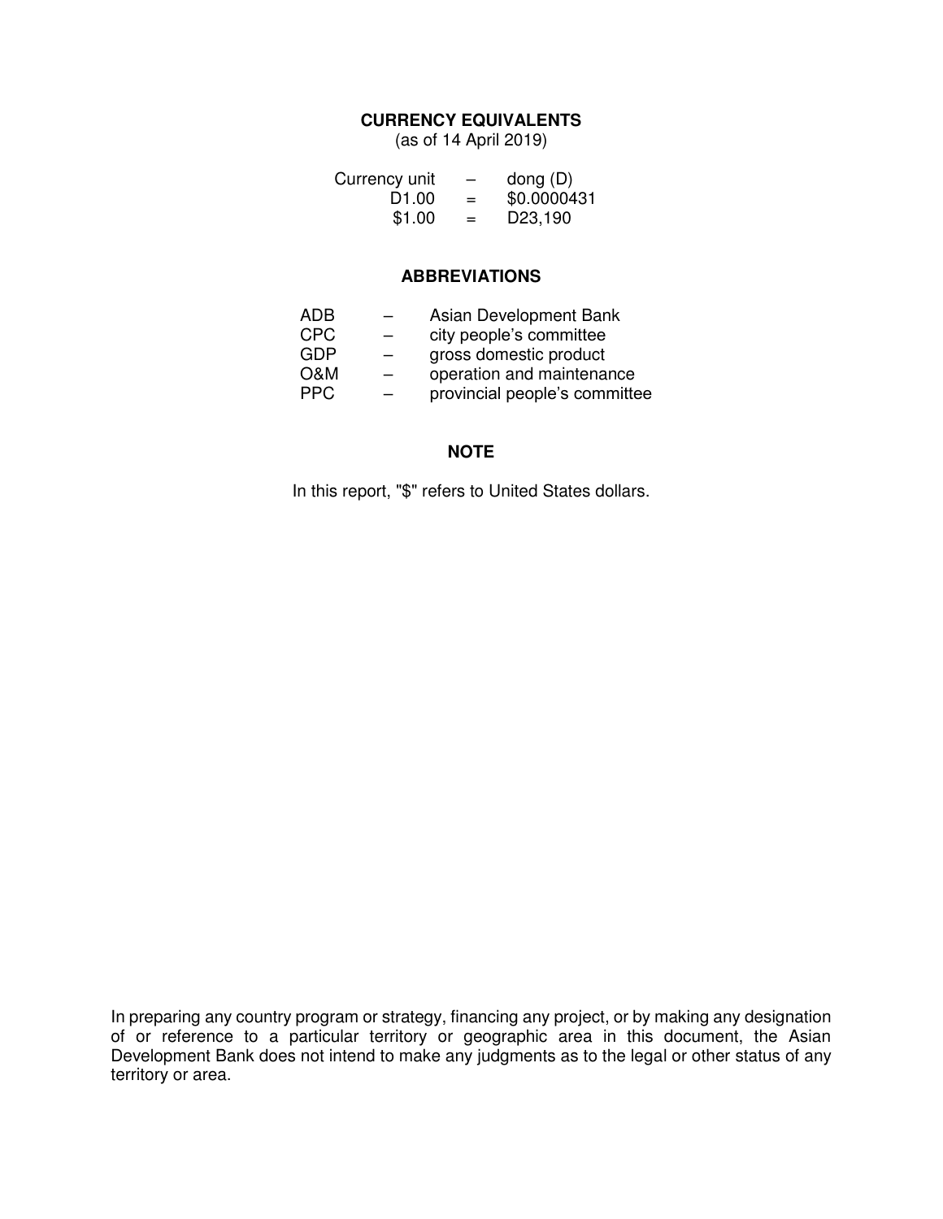## CURRENCY EQUIVALENTS

(as of 14 April 2019)

| | | |
|---|---|---|
| Currency unit | – | dong (D) |
| D1.00 | = | $0.0000431 |
| $1.00 | = | D23,190 |

## ABBREVIATIONS

| | | |
|---|---|---|
| ADB | – | Asian Development Bank |
| CPC | – | city people’s committee |
| GDP | – | gross domestic product |
| O&M | – | operation and maintenance |
| PPC | – | provincial people’s committee |

## NOTE

In this report, "$" refers to United States dollars.

In preparing any country program or strategy, financing any project, or by making any designation of or reference to a particular territory or geographic area in this document, the Asian Development Bank does not intend to make any judgments as to the legal or other status of any territory or area.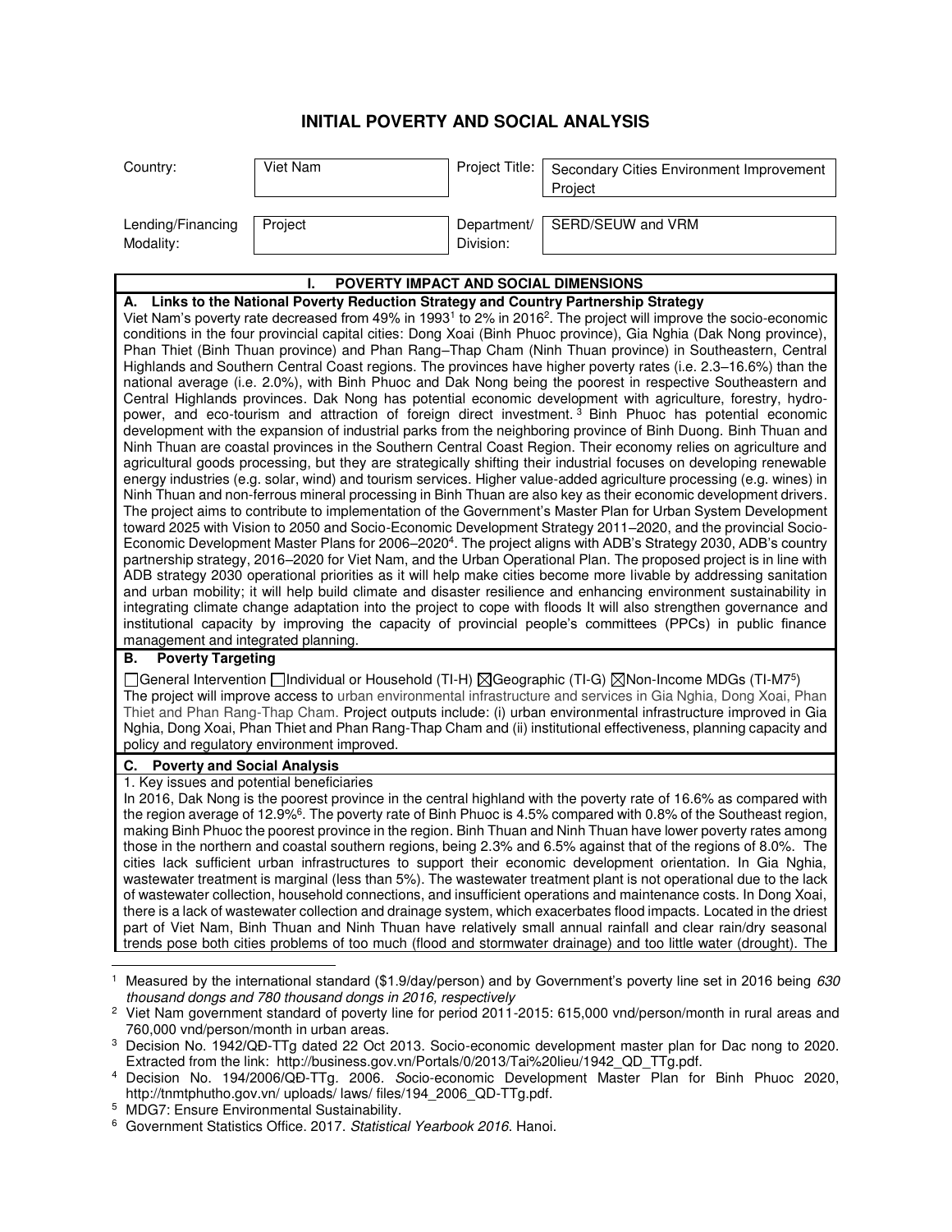# INITIAL POVERTY AND SOCIAL ANALYSIS

| Country: | Viet Nam | Project Title: | Secondary Cities Environment Improvement Project |
|---|---|---|---|
| Lending/Financing Modality: | Project | Department/ Division: | SERD/SEUW and VRM |

## I. POVERTY IMPACT AND SOCIAL DIMENSIONS

### A. Links to the National Poverty Reduction Strategy and Country Partnership Strategy

Viet Nam's poverty rate decreased from 49% in 1993[1] to 2% in 2016[2]. The project will improve the socio-economic conditions in the four provincial capital cities: Dong Xoai (Binh Phuoc province), Gia Nghia (Dak Nong province), Phan Thiet (Binh Thuan province) and Phan Rang–Thap Cham (Ninh Thuan province) in Southeastern, Central Highlands and Southern Central Coast regions. The provinces have higher poverty rates (i.e. 2.3–16.6%) than the national average (i.e. 2.0%), with Binh Phuoc and Dak Nong being the poorest in respective Southeastern and Central Highlands provinces. Dak Nong has potential economic development with agriculture, forestry, hydro-power, and eco-tourism and attraction of foreign direct investment.[3] Binh Phuoc has potential economic development with the expansion of industrial parks from the neighboring province of Binh Duong. Binh Thuan and Ninh Thuan are coastal provinces in the Southern Central Coast Region. Their economy relies on agriculture and agricultural goods processing, but they are strategically shifting their industrial focuses on developing renewable energy industries (e.g. solar, wind) and tourism services. Higher value-added agriculture processing (e.g. wines) in Ninh Thuan and non-ferrous mineral processing in Binh Thuan are also key as their economic development drivers. The project aims to contribute to implementation of the Government's Master Plan for Urban System Development toward 2025 with Vision to 2050 and Socio-Economic Development Strategy 2011–2020, and the provincial Socio-Economic Development Master Plans for 2006–2020[4]. The project aligns with ADB's Strategy 2030, ADB's country partnership strategy, 2016–2020 for Viet Nam, and the Urban Operational Plan. The proposed project is in line with ADB strategy 2030 operational priorities as it will help make cities become more livable by addressing sanitation and urban mobility; it will help build climate and disaster resilience and enhancing environment sustainability in integrating climate change adaptation into the project to cope with floods It will also strengthen governance and institutional capacity by improving the capacity of provincial people's committees (PPCs) in public finance management and integrated planning.

### B. Poverty Targeting

☐General Intervention ☐Individual or Household (TI-H) ☒Geographic (TI-G) ☒Non-Income MDGs (TI-M7[5])

The project will improve access to urban environmental infrastructure and services in Gia Nghia, Dong Xoai, Phan Thiet and Phan Rang-Thap Cham. Project outputs include: (i) urban environmental infrastructure improved in Gia Nghia, Dong Xoai, Phan Thiet and Phan Rang-Thap Cham and (ii) institutional effectiveness, planning capacity and policy and regulatory environment improved.

### C. Poverty and Social Analysis

1. Key issues and potential beneficiaries

In 2016, Dak Nong is the poorest province in the central highland with the poverty rate of 16.6% as compared with the region average of 12.9%[6]. The poverty rate of Binh Phuoc is 4.5% compared with 0.8% of the Southeast region, making Binh Phuoc the poorest province in the region. Binh Thuan and Ninh Thuan have lower poverty rates among those in the northern and coastal southern regions, being 2.3% and 6.5% against that of the regions of 8.0%. The cities lack sufficient urban infrastructures to support their economic development orientation. In Gia Nghia, wastewater treatment is marginal (less than 5%). The wastewater treatment plant is not operational due to the lack of wastewater collection, household connections, and insufficient operations and maintenance costs. In Dong Xoai, there is a lack of wastewater collection and drainage system, which exacerbates flood impacts. Located in the driest part of Viet Nam, Binh Thuan and Ninh Thuan have relatively small annual rainfall and clear rain/dry seasonal trends pose both cities problems of too much (flood and stormwater drainage) and too little water (drought). The

---

[1] Measured by the international standard ($1.9/day/person) and by Government's poverty line set in 2016 being *630 thousand dongs and 780 thousand dongs in 2016, respectively*

[2] Viet Nam government standard of poverty line for period 2011-2015: 615,000 vnd/person/month in rural areas and 760,000 vnd/person/month in urban areas.

[3] Decision No. 1942/QĐ-TTg dated 22 Oct 2013. Socio-economic development master plan for Dac nong to 2020. Extracted from the link: http://business.gov.vn/Portals/0/2013/Tai%20lieu/1942_QD_TTg.pdf.

[4] Decision No. 194/2006/QĐ-TTg. 2006. *S*ocio-economic Development Master Plan for Binh Phuoc 2020, http://tnmtphutho.gov.vn/ uploads/ laws/ files/194_2006_QD-TTg.pdf.

[5] MDG7: Ensure Environmental Sustainability.

[6] Government Statistics Office. 2017. *Statistical Yearbook 2016*. Hanoi.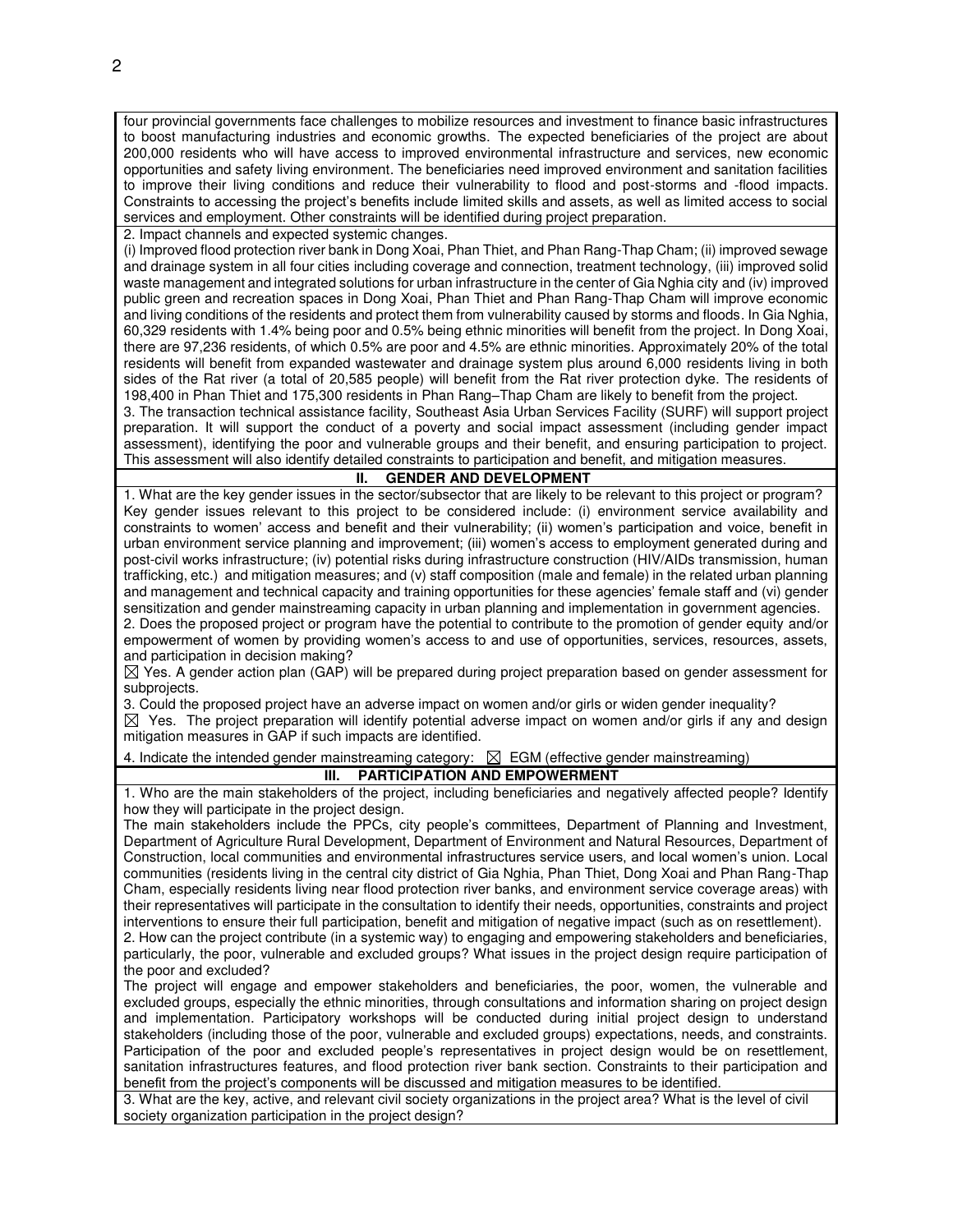four provincial governments face challenges to mobilize resources and investment to finance basic infrastructures to boost manufacturing industries and economic growths. The expected beneficiaries of the project are about 200,000 residents who will have access to improved environmental infrastructure and services, new economic opportunities and safety living environment. The beneficiaries need improved environment and sanitation facilities to improve their living conditions and reduce their vulnerability to flood and post-storms and -flood impacts. Constraints to accessing the project's benefits include limited skills and assets, as well as limited access to social services and employment. Other constraints will be identified during project preparation.

2. Impact channels and expected systemic changes.

(i) Improved flood protection river bank in Dong Xoai, Phan Thiet, and Phan Rang-Thap Cham; (ii) improved sewage and drainage system in all four cities including coverage and connection, treatment technology, (iii) improved solid waste management and integrated solutions for urban infrastructure in the center of Gia Nghia city and (iv) improved public green and recreation spaces in Dong Xoai, Phan Thiet and Phan Rang-Thap Cham will improve economic and living conditions of the residents and protect them from vulnerability caused by storms and floods. In Gia Nghia, 60,329 residents with 1.4% being poor and 0.5% being ethnic minorities will benefit from the project. In Dong Xoai, there are 97,236 residents, of which 0.5% are poor and 4.5% are ethnic minorities. Approximately 20% of the total residents will benefit from expanded wastewater and drainage system plus around 6,000 residents living in both sides of the Rat river (a total of 20,585 people) will benefit from the Rat river protection dyke. The residents of 198,400 in Phan Thiet and 175,300 residents in Phan Rang–Thap Cham are likely to benefit from the project.

3. The transaction technical assistance facility, Southeast Asia Urban Services Facility (SURF) will support project preparation. It will support the conduct of a poverty and social impact assessment (including gender impact assessment), identifying the poor and vulnerable groups and their benefit, and ensuring participation to project. This assessment will also identify detailed constraints to participation and benefit, and mitigation measures.

## II. GENDER AND DEVELOPMENT

1. What are the key gender issues in the sector/subsector that are likely to be relevant to this project or program?

Key gender issues relevant to this project to be considered include: (i) environment service availability and constraints to women' access and benefit and their vulnerability; (ii) women's participation and voice, benefit in urban environment service planning and improvement; (iii) women's access to employment generated during and post-civil works infrastructure; (iv) potential risks during infrastructure construction (HIV/AIDs transmission, human trafficking, etc.) and mitigation measures; and (v) staff composition (male and female) in the related urban planning and management and technical capacity and training opportunities for these agencies' female staff and (vi) gender sensitization and gender mainstreaming capacity in urban planning and implementation in government agencies.

2. Does the proposed project or program have the potential to contribute to the promotion of gender equity and/or empowerment of women by providing women's access to and use of opportunities, services, resources, assets, and participation in decision making?

☒ Yes. A gender action plan (GAP) will be prepared during project preparation based on gender assessment for subprojects.

3. Could the proposed project have an adverse impact on women and/or girls or widen gender inequality?

☒ Yes. The project preparation will identify potential adverse impact on women and/or girls if any and design mitigation measures in GAP if such impacts are identified.

4. Indicate the intended gender mainstreaming category: ☒ EGM (effective gender mainstreaming)

## III. PARTICIPATION AND EMPOWERMENT

1. Who are the main stakeholders of the project, including beneficiaries and negatively affected people? Identify how they will participate in the project design.

The main stakeholders include the PPCs, city people's committees, Department of Planning and Investment, Department of Agriculture Rural Development, Department of Environment and Natural Resources, Department of Construction, local communities and environmental infrastructures service users, and local women's union. Local communities (residents living in the central city district of Gia Nghia, Phan Thiet, Dong Xoai and Phan Rang-Thap Cham, especially residents living near flood protection river banks, and environment service coverage areas) with their representatives will participate in the consultation to identify their needs, opportunities, constraints and project interventions to ensure their full participation, benefit and mitigation of negative impact (such as on resettlement).

2. How can the project contribute (in a systemic way) to engaging and empowering stakeholders and beneficiaries, particularly, the poor, vulnerable and excluded groups? What issues in the project design require participation of the poor and excluded?

The project will engage and empower stakeholders and beneficiaries, the poor, women, the vulnerable and excluded groups, especially the ethnic minorities, through consultations and information sharing on project design and implementation. Participatory workshops will be conducted during initial project design to understand stakeholders (including those of the poor, vulnerable and excluded groups) expectations, needs, and constraints. Participation of the poor and excluded people's representatives in project design would be on resettlement, sanitation infrastructures features, and flood protection river bank section. Constraints to their participation and benefit from the project's components will be discussed and mitigation measures to be identified.

3. What are the key, active, and relevant civil society organizations in the project area? What is the level of civil society organization participation in the project design?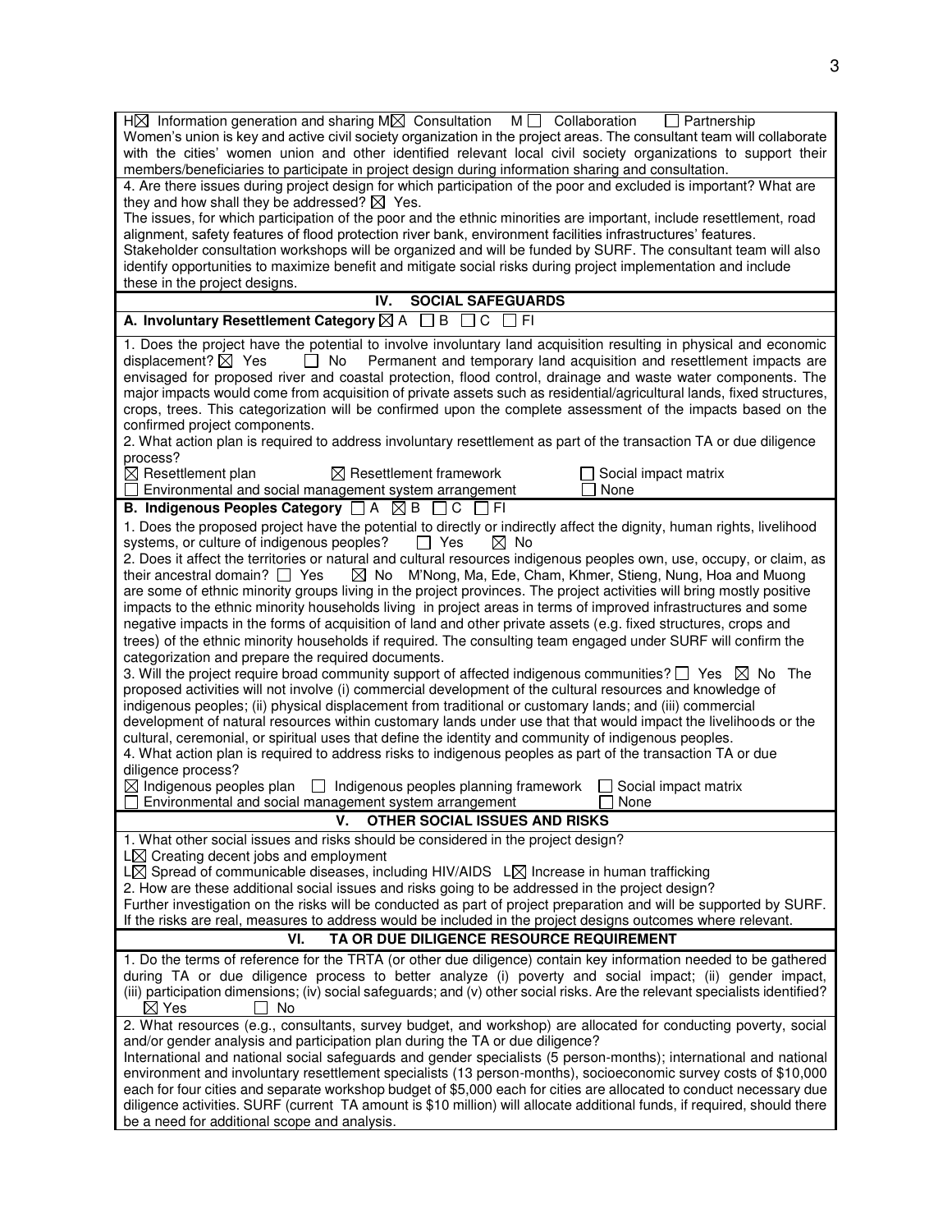H☒ Information generation and sharing M☒ Consultation M☐ Collaboration ☐ Partnership

Women's union is key and active civil society organization in the project areas. The consultant team will collaborate with the cities' women union and other identified relevant local civil society organizations to support their members/beneficiaries to participate in project design during information sharing and consultation.

4. Are there issues during project design for which participation of the poor and excluded is important? What are they and how shall they be addressed? ☒ Yes.

The issues, for which participation of the poor and the ethnic minorities are important, include resettlement, road alignment, safety features of flood protection river bank, environment facilities infrastructures' features.

Stakeholder consultation workshops will be organized and will be funded by SURF. The consultant team will also identify opportunities to maximize benefit and mitigate social risks during project implementation and include these in the project designs.

## IV. SOCIAL SAFEGUARDS

**A. Involuntary Resettlement Category** ☒ A ☐ B ☐ C ☐ FI

1. Does the project have the potential to involve involuntary land acquisition resulting in physical and economic displacement? ☒ Yes ☐ No Permanent and temporary land acquisition and resettlement impacts are envisaged for proposed river and coastal protection, flood control, drainage and waste water components. The major impacts would come from acquisition of private assets such as residential/agricultural lands, fixed structures, crops, trees. This categorization will be confirmed upon the complete assessment of the impacts based on the confirmed project components.

2. What action plan is required to address involuntary resettlement as part of the transaction TA or due diligence process?

☒ Resettlement plan ☒ Resettlement framework ☐ Social impact matrix
☐ Environmental and social management system arrangement ☐ None

**B. Indigenous Peoples Category** ☐ A ☒ B ☐ C ☐ FI

1. Does the proposed project have the potential to directly or indirectly affect the dignity, human rights, livelihood systems, or culture of indigenous peoples? ☐ Yes ☒ No

2. Does it affect the territories or natural and cultural resources indigenous peoples own, use, occupy, or claim, as their ancestral domain? ☐ Yes ☒ No M'Nong, Ma, Ede, Cham, Khmer, Stieng, Nung, Hoa and Muong are some of ethnic minority groups living in the project provinces. The project activities will bring mostly positive impacts to the ethnic minority households living in project areas in terms of improved infrastructures and some negative impacts in the forms of acquisition of land and other private assets (e.g. fixed structures, crops and trees) of the ethnic minority households if required. The consulting team engaged under SURF will confirm the categorization and prepare the required documents.

3. Will the project require broad community support of affected indigenous communities? ☐ Yes ☒ No The proposed activities will not involve (i) commercial development of the cultural resources and knowledge of indigenous peoples; (ii) physical displacement from traditional or customary lands; and (iii) commercial development of natural resources within customary lands under use that would impact the livelihoods or the cultural, ceremonial, or spiritual uses that define the identity and community of indigenous peoples.

4. What action plan is required to address risks to indigenous peoples as part of the transaction TA or due diligence process?

☒ Indigenous peoples plan ☐ Indigenous peoples planning framework ☐ Social impact matrix
☐ Environmental and social management system arrangement ☐ None

## V. OTHER SOCIAL ISSUES AND RISKS

1. What other social issues and risks should be considered in the project design?

L☒ Creating decent jobs and employment
L☒ Spread of communicable diseases, including HIV/AIDS L☒ Increase in human trafficking

2. How are these additional social issues and risks going to be addressed in the project design?

Further investigation on the risks will be conducted as part of project preparation and will be supported by SURF. If the risks are real, measures to address would be included in the project designs outcomes where relevant.

## VI. TA OR DUE DILIGENCE RESOURCE REQUIREMENT

1. Do the terms of reference for the TRTA (or other due diligence) contain key information needed to be gathered during TA or due diligence process to better analyze (i) poverty and social impact; (ii) gender impact, (iii) participation dimensions; (iv) social safeguards; and (v) other social risks. Are the relevant specialists identified?

☒ Yes ☐ No

2. What resources (e.g., consultants, survey budget, and workshop) are allocated for conducting poverty, social and/or gender analysis and participation plan during the TA or due diligence?

International and national social safeguards and gender specialists (5 person-months); international and national environment and involuntary resettlement specialists (13 person-months), socioeconomic survey costs of $10,000 each for four cities and separate workshop budget of $5,000 each for cities are allocated to conduct necessary due diligence activities. SURF (current TA amount is $10 million) will allocate additional funds, if required, should there be a need for additional scope and analysis.